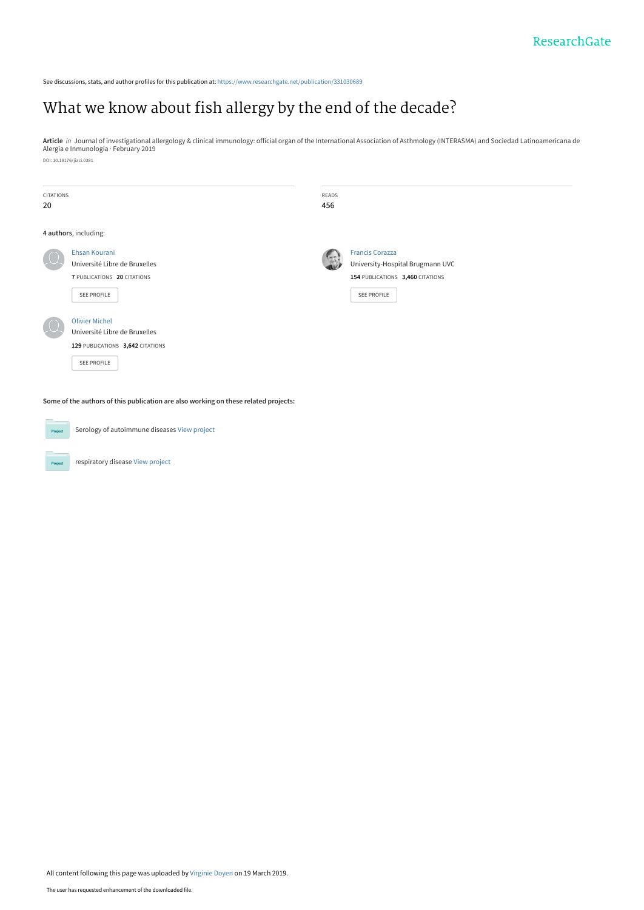See discussions, stats, and author profiles for this publication at: https://www.researchgate.net/publication/331030689

# What we know about fish allergy by the end of the decade?

**Article** *in* Journal of investigational allergology & clinical immunology: official organ of the International Association of Asthmology (INTERASMA) and Sociedad Latinoamericana de Alergia e Inmunología · February 2019

DOI: 10.18176/jiaci.0381

| CITATIONS | READS |
| --- | --- |
| 20 | 456 |

**4 authors**, including:

Ehsan Kourani
Université Libre de Bruxelles
**7** PUBLICATIONS **20** CITATIONS
SEE PROFILE

Francis Corazza
University-Hospital Brugmann UVC
**154** PUBLICATIONS **3,460** CITATIONS
SEE PROFILE

Olivier Michel
Université Libre de Bruxelles
**129** PUBLICATIONS **3,642** CITATIONS
SEE PROFILE

**Some of the authors of this publication are also working on these related projects:**

Serology of autoimmune diseases View project

respiratory disease View project

All content following this page was uploaded by Virginie Doyen on 19 March 2019.

The user has requested enhancement of the downloaded file.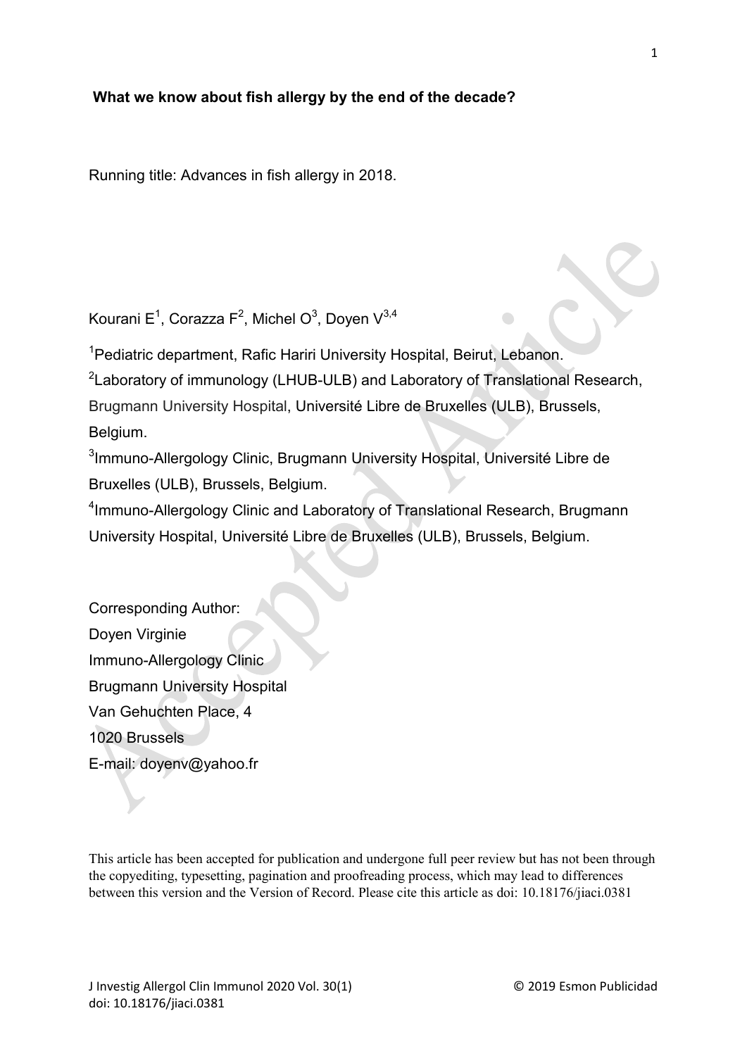**What we know about fish allergy by the end of the decade?**

Running title: Advances in fish allergy in 2018.

Kourani E[1], Corazza F[2], Michel O[3], Doyen V[3,4]

[1]Pediatric department, Rafic Hariri University Hospital, Beirut, Lebanon.

[2]Laboratory of immunology (LHUB-ULB) and Laboratory of Translational Research, Brugmann University Hospital, Université Libre de Bruxelles (ULB), Brussels, Belgium.

[3]Immuno-Allergology Clinic, Brugmann University Hospital, Université Libre de Bruxelles (ULB), Brussels, Belgium.

[4]Immuno-Allergology Clinic and Laboratory of Translational Research, Brugmann University Hospital, Université Libre de Bruxelles (ULB), Brussels, Belgium.

Corresponding Author:
Doyen Virginie
Immuno-Allergology Clinic
Brugmann University Hospital
Van Gehuchten Place, 4
1020 Brussels
E-mail: doyenv@yahoo.fr

This article has been accepted for publication and undergone full peer review but has not been through the copyediting, typesetting, pagination and proofreading process, which may lead to differences between this version and the Version of Record. Please cite this article as doi: 10.18176/jiaci.0381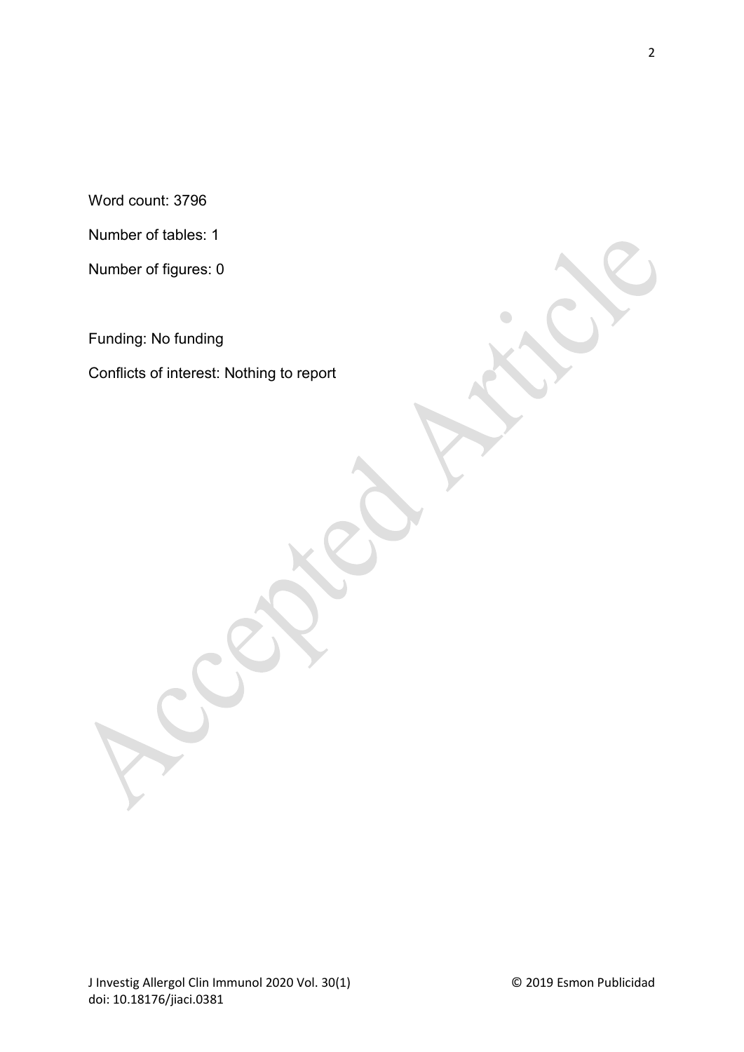Word count: 3796

Number of tables: 1

Number of figures: 0

Funding: No funding

Conflicts of interest: Nothing to report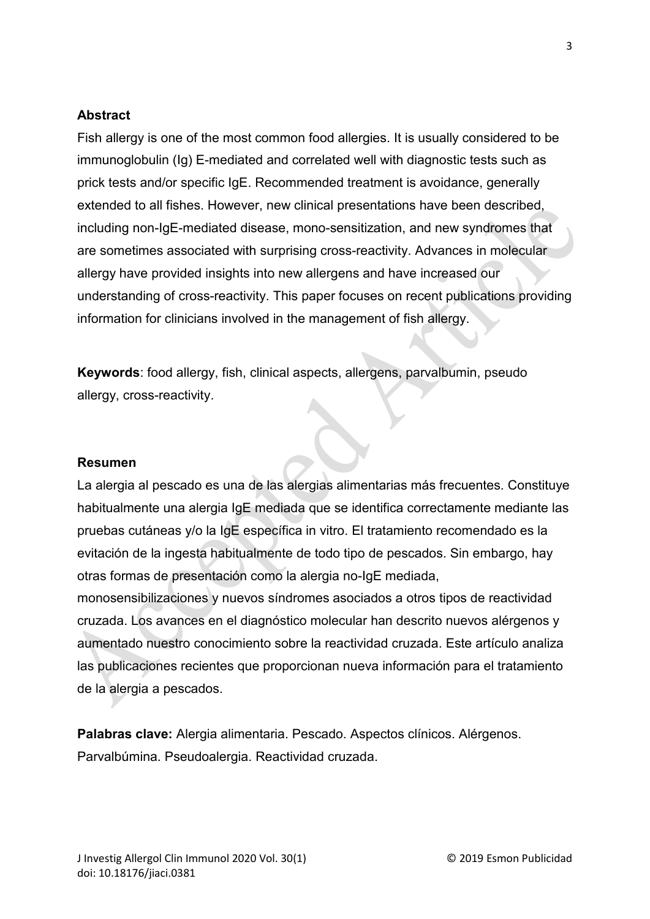**Abstract**

Fish allergy is one of the most common food allergies. It is usually considered to be immunoglobulin (Ig) E-mediated and correlated well with diagnostic tests such as prick tests and/or specific IgE. Recommended treatment is avoidance, generally extended to all fishes. However, new clinical presentations have been described, including non-IgE-mediated disease, mono-sensitization, and new syndromes that are sometimes associated with surprising cross-reactivity. Advances in molecular allergy have provided insights into new allergens and have increased our understanding of cross-reactivity. This paper focuses on recent publications providing information for clinicians involved in the management of fish allergy.

**Keywords**: food allergy, fish, clinical aspects, allergens, parvalbumin, pseudo allergy, cross-reactivity.

**Resumen**

La alergia al pescado es una de las alergias alimentarias más frecuentes. Constituye habitualmente una alergia IgE mediada que se identifica correctamente mediante las pruebas cutáneas y/o la IgE específica in vitro. El tratamiento recomendado es la evitación de la ingesta habitualmente de todo tipo de pescados. Sin embargo, hay otras formas de presentación como la alergia no-IgE mediada, monosensibilizaciones y nuevos síndromes asociados a otros tipos de reactividad cruzada. Los avances en el diagnóstico molecular han descrito nuevos alérgenos y aumentado nuestro conocimiento sobre la reactividad cruzada. Este artículo analiza las publicaciones recientes que proporcionan nueva información para el tratamiento de la alergia a pescados.

**Palabras clave:** Alergia alimentaria. Pescado. Aspectos clínicos. Alérgenos. Parvalbúmina. Pseudoalergia. Reactividad cruzada.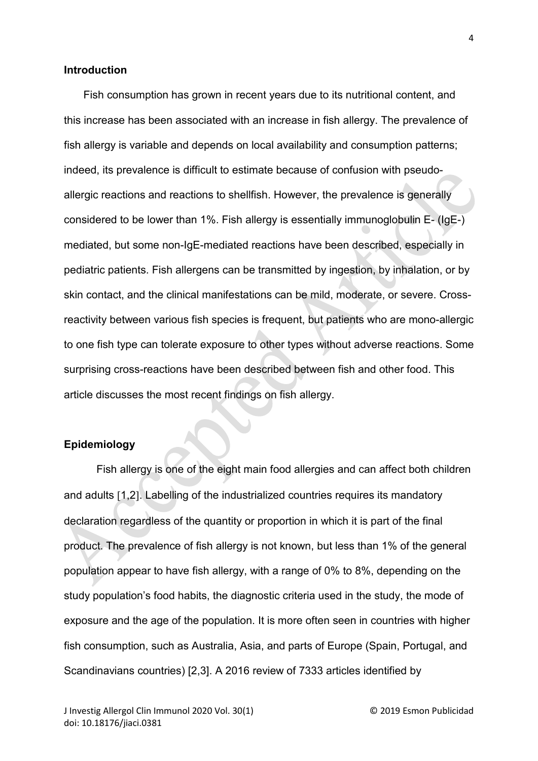## Introduction

Fish consumption has grown in recent years due to its nutritional content, and this increase has been associated with an increase in fish allergy. The prevalence of fish allergy is variable and depends on local availability and consumption patterns; indeed, its prevalence is difficult to estimate because of confusion with pseudo-allergic reactions and reactions to shellfish. However, the prevalence is generally considered to be lower than 1%. Fish allergy is essentially immunoglobulin E- (IgE-) mediated, but some non-IgE-mediated reactions have been described, especially in pediatric patients. Fish allergens can be transmitted by ingestion, by inhalation, or by skin contact, and the clinical manifestations can be mild, moderate, or severe. Cross-reactivity between various fish species is frequent, but patients who are mono-allergic to one fish type can tolerate exposure to other types without adverse reactions. Some surprising cross-reactions have been described between fish and other food. This article discusses the most recent findings on fish allergy.

## Epidemiology

Fish allergy is one of the eight main food allergies and can affect both children and adults [1,2]. Labelling of the industrialized countries requires its mandatory declaration regardless of the quantity or proportion in which it is part of the final product. The prevalence of fish allergy is not known, but less than 1% of the general population appear to have fish allergy, with a range of 0% to 8%, depending on the study population's food habits, the diagnostic criteria used in the study, the mode of exposure and the age of the population. It is more often seen in countries with higher fish consumption, such as Australia, Asia, and parts of Europe (Spain, Portugal, and Scandinavians countries) [2,3]. A 2016 review of 7333 articles identified by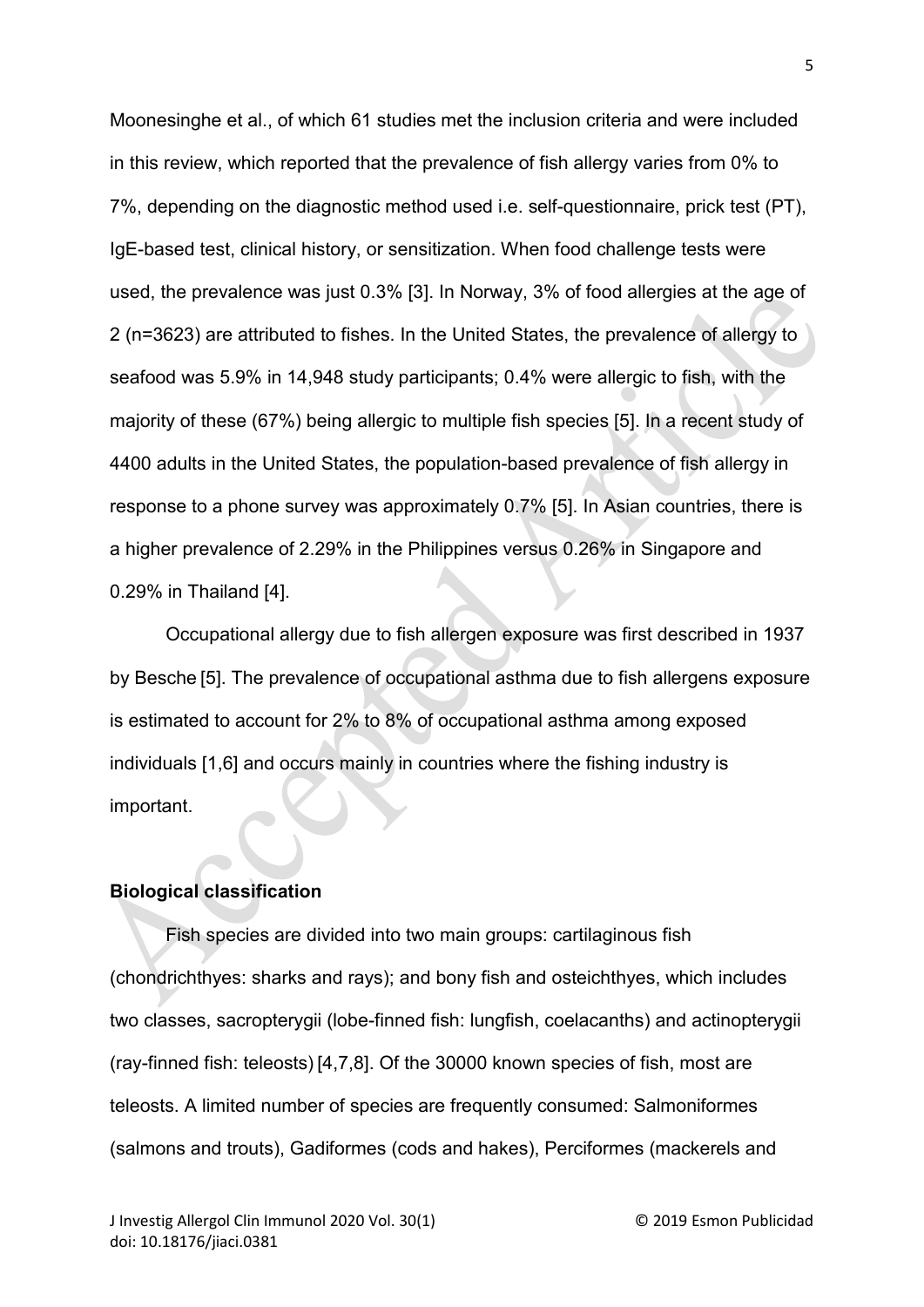Moonesinghe et al., of which 61 studies met the inclusion criteria and were included in this review, which reported that the prevalence of fish allergy varies from 0% to 7%, depending on the diagnostic method used i.e. self-questionnaire, prick test (PT), IgE-based test, clinical history, or sensitization. When food challenge tests were used, the prevalence was just 0.3% [3]. In Norway, 3% of food allergies at the age of 2 (n=3623) are attributed to fishes. In the United States, the prevalence of allergy to seafood was 5.9% in 14,948 study participants; 0.4% were allergic to fish, with the majority of these (67%) being allergic to multiple fish species [5]. In a recent study of 4400 adults in the United States, the population-based prevalence of fish allergy in response to a phone survey was approximately 0.7% [5]. In Asian countries, there is a higher prevalence of 2.29% in the Philippines versus 0.26% in Singapore and 0.29% in Thailand [4].

Occupational allergy due to fish allergen exposure was first described in 1937 by Besche [5]. The prevalence of occupational asthma due to fish allergens exposure is estimated to account for 2% to 8% of occupational asthma among exposed individuals [1,6] and occurs mainly in countries where the fishing industry is important.

**Biological classification**

Fish species are divided into two main groups: cartilaginous fish (chondrichthyes: sharks and rays); and bony fish and osteichthyes, which includes two classes, sacropterygii (lobe-finned fish: lungfish, coelacanths) and actinopterygii (ray-finned fish: teleosts) [4,7,8]. Of the 30000 known species of fish, most are teleosts. A limited number of species are frequently consumed: Salmoniformes (salmons and trouts), Gadiformes (cods and hakes), Perciformes (mackerels and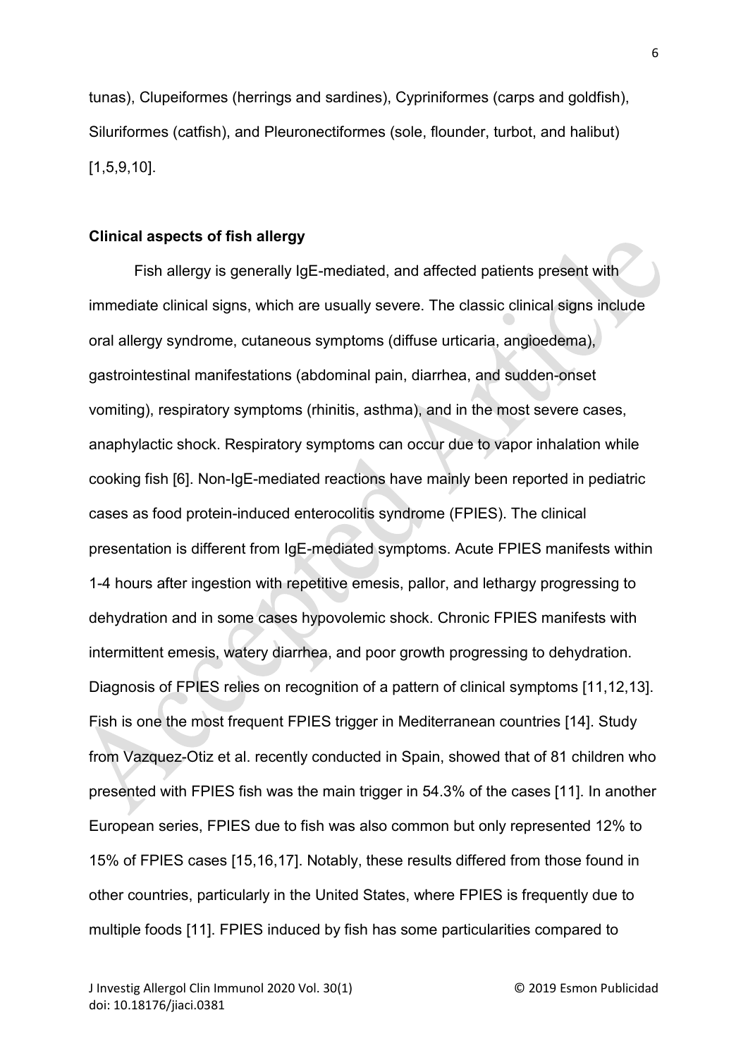tunas), Clupeiformes (herrings and sardines), Cypriniformes (carps and goldfish), Siluriformes (catfish), and Pleuronectiformes (sole, flounder, turbot, and halibut) [1,5,9,10].

**Clinical aspects of fish allergy**

Fish allergy is generally IgE-mediated, and affected patients present with immediate clinical signs, which are usually severe. The classic clinical signs include oral allergy syndrome, cutaneous symptoms (diffuse urticaria, angioedema), gastrointestinal manifestations (abdominal pain, diarrhea, and sudden-onset vomiting), respiratory symptoms (rhinitis, asthma), and in the most severe cases, anaphylactic shock. Respiratory symptoms can occur due to vapor inhalation while cooking fish [6]. Non-IgE-mediated reactions have mainly been reported in pediatric cases as food protein-induced enterocolitis syndrome (FPIES). The clinical presentation is different from IgE-mediated symptoms. Acute FPIES manifests within 1-4 hours after ingestion with repetitive emesis, pallor, and lethargy progressing to dehydration and in some cases hypovolemic shock. Chronic FPIES manifests with intermittent emesis, watery diarrhea, and poor growth progressing to dehydration. Diagnosis of FPIES relies on recognition of a pattern of clinical symptoms [11,12,13]. Fish is one the most frequent FPIES trigger in Mediterranean countries [14]. Study from Vazquez-Otiz et al. recently conducted in Spain, showed that of 81 children who presented with FPIES fish was the main trigger in 54.3% of the cases [11]. In another European series, FPIES due to fish was also common but only represented 12% to 15% of FPIES cases [15,16,17]. Notably, these results differed from those found in other countries, particularly in the United States, where FPIES is frequently due to multiple foods [11]. FPIES induced by fish has some particularities compared to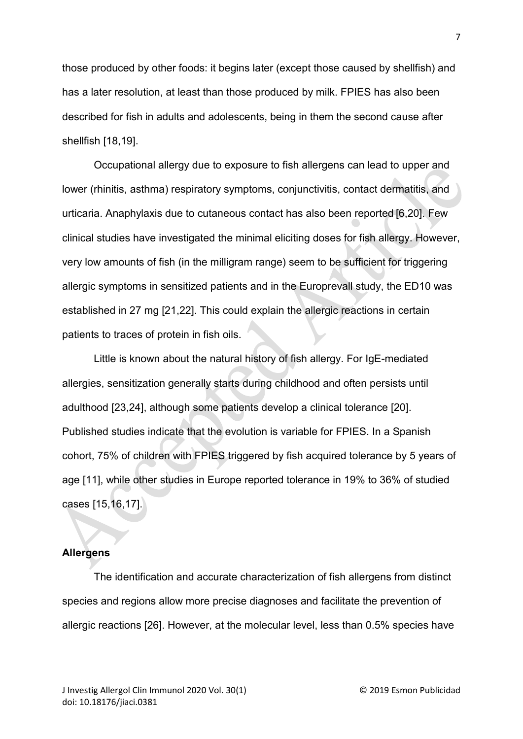those produced by other foods: it begins later (except those caused by shellfish) and has a later resolution, at least than those produced by milk. FPIES has also been described for fish in adults and adolescents, being in them the second cause after shellfish [18,19].

Occupational allergy due to exposure to fish allergens can lead to upper and lower (rhinitis, asthma) respiratory symptoms, conjunctivitis, contact dermatitis, and urticaria. Anaphylaxis due to cutaneous contact has also been reported [6,20]. Few clinical studies have investigated the minimal eliciting doses for fish allergy. However, very low amounts of fish (in the milligram range) seem to be sufficient for triggering allergic symptoms in sensitized patients and in the Europrevall study, the ED10 was established in 27 mg [21,22]. This could explain the allergic reactions in certain patients to traces of protein in fish oils.

Little is known about the natural history of fish allergy. For IgE-mediated allergies, sensitization generally starts during childhood and often persists until adulthood [23,24], although some patients develop a clinical tolerance [20]. Published studies indicate that the evolution is variable for FPIES. In a Spanish cohort, 75% of children with FPIES triggered by fish acquired tolerance by 5 years of age [11], while other studies in Europe reported tolerance in 19% to 36% of studied cases [15,16,17].

## Allergens

The identification and accurate characterization of fish allergens from distinct species and regions allow more precise diagnoses and facilitate the prevention of allergic reactions [26]. However, at the molecular level, less than 0.5% species have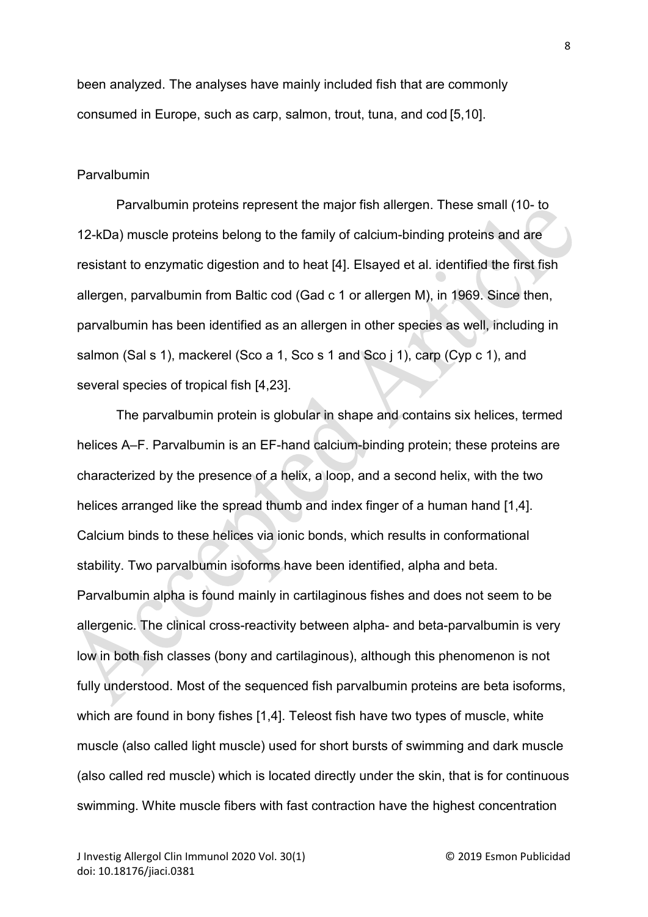been analyzed. The analyses have mainly included fish that are commonly consumed in Europe, such as carp, salmon, trout, tuna, and cod [5,10].

## Parvalbumin

Parvalbumin proteins represent the major fish allergen. These small (10- to 12-kDa) muscle proteins belong to the family of calcium-binding proteins and are resistant to enzymatic digestion and to heat [4]. Elsayed et al. identified the first fish allergen, parvalbumin from Baltic cod (Gad c 1 or allergen M), in 1969. Since then, parvalbumin has been identified as an allergen in other species as well, including in salmon (Sal s 1), mackerel (Sco a 1, Sco s 1 and Sco j 1), carp (Cyp c 1), and several species of tropical fish [4,23].

The parvalbumin protein is globular in shape and contains six helices, termed helices A–F. Parvalbumin is an EF-hand calcium-binding protein; these proteins are characterized by the presence of a helix, a loop, and a second helix, with the two helices arranged like the spread thumb and index finger of a human hand [1,4]. Calcium binds to these helices via ionic bonds, which results in conformational stability. Two parvalbumin isoforms have been identified, alpha and beta. Parvalbumin alpha is found mainly in cartilaginous fishes and does not seem to be allergenic. The clinical cross-reactivity between alpha- and beta-parvalbumin is very low in both fish classes (bony and cartilaginous), although this phenomenon is not fully understood. Most of the sequenced fish parvalbumin proteins are beta isoforms, which are found in bony fishes [1,4]. Teleost fish have two types of muscle, white muscle (also called light muscle) used for short bursts of swimming and dark muscle (also called red muscle) which is located directly under the skin, that is for continuous swimming. White muscle fibers with fast contraction have the highest concentration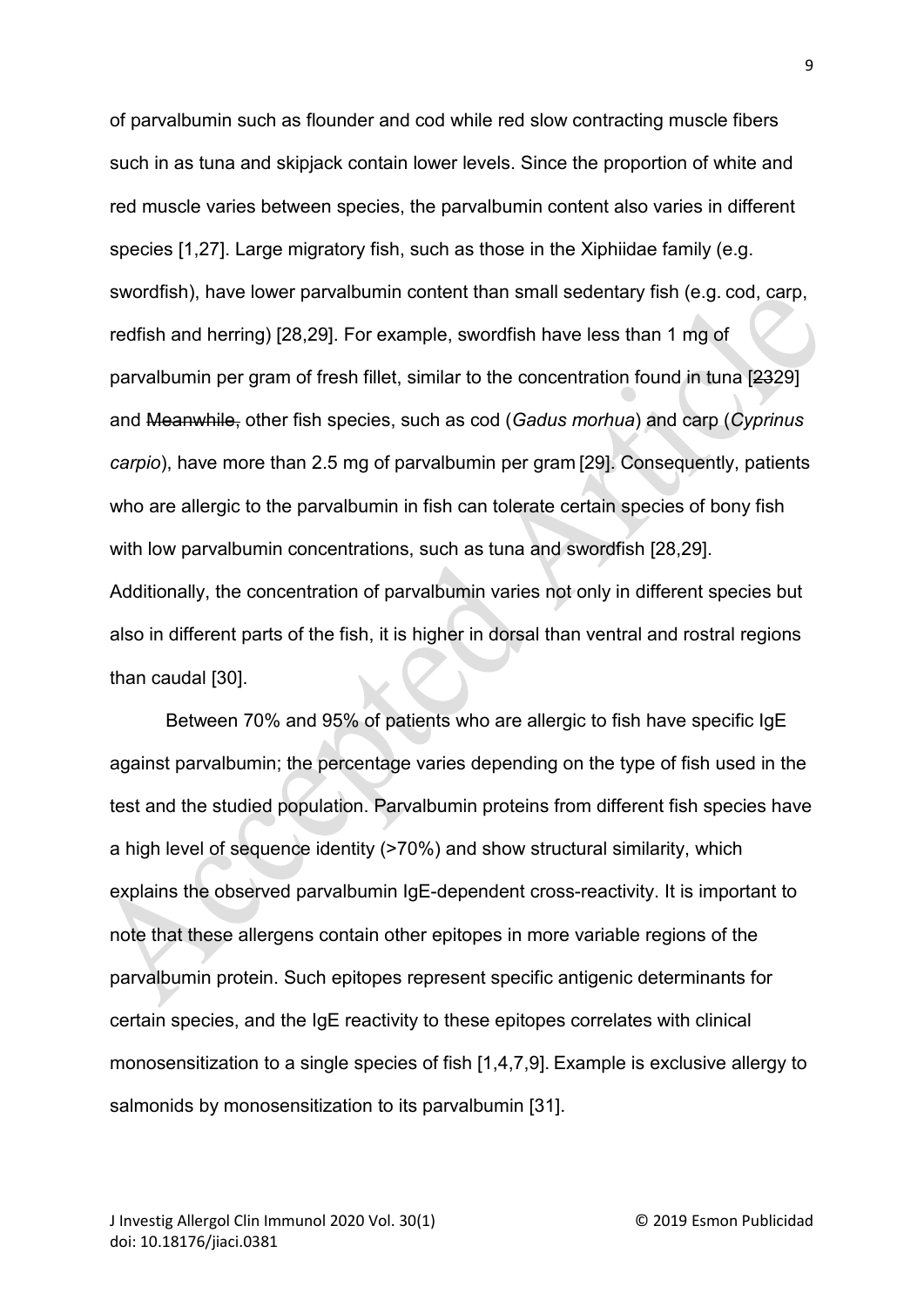of parvalbumin such as flounder and cod while red slow contracting muscle fibers such in as tuna and skipjack contain lower levels. Since the proportion of white and red muscle varies between species, the parvalbumin content also varies in different species [1,27]. Large migratory fish, such as those in the Xiphiidae family (e.g. swordfish), have lower parvalbumin content than small sedentary fish (e.g. cod, carp, redfish and herring) [28,29]. For example, swordfish have less than 1 mg of parvalbumin per gram of fresh fillet, similar to the concentration found in tuna [~~23~~29] and ~~Meanwhile,~~ other fish species, such as cod (*Gadus morhua*) and carp (*Cyprinus carpio*), have more than 2.5 mg of parvalbumin per gram [29]. Consequently, patients who are allergic to the parvalbumin in fish can tolerate certain species of bony fish with low parvalbumin concentrations, such as tuna and swordfish [28,29]. Additionally, the concentration of parvalbumin varies not only in different species but also in different parts of the fish, it is higher in dorsal than ventral and rostral regions than caudal [30].

Between 70% and 95% of patients who are allergic to fish have specific IgE against parvalbumin; the percentage varies depending on the type of fish used in the test and the studied population. Parvalbumin proteins from different fish species have a high level of sequence identity (>70%) and show structural similarity, which explains the observed parvalbumin IgE-dependent cross-reactivity. It is important to note that these allergens contain other epitopes in more variable regions of the parvalbumin protein. Such epitopes represent specific antigenic determinants for certain species, and the IgE reactivity to these epitopes correlates with clinical monosensitization to a single species of fish [1,4,7,9]. Example is exclusive allergy to salmonids by monosensitization to its parvalbumin [31].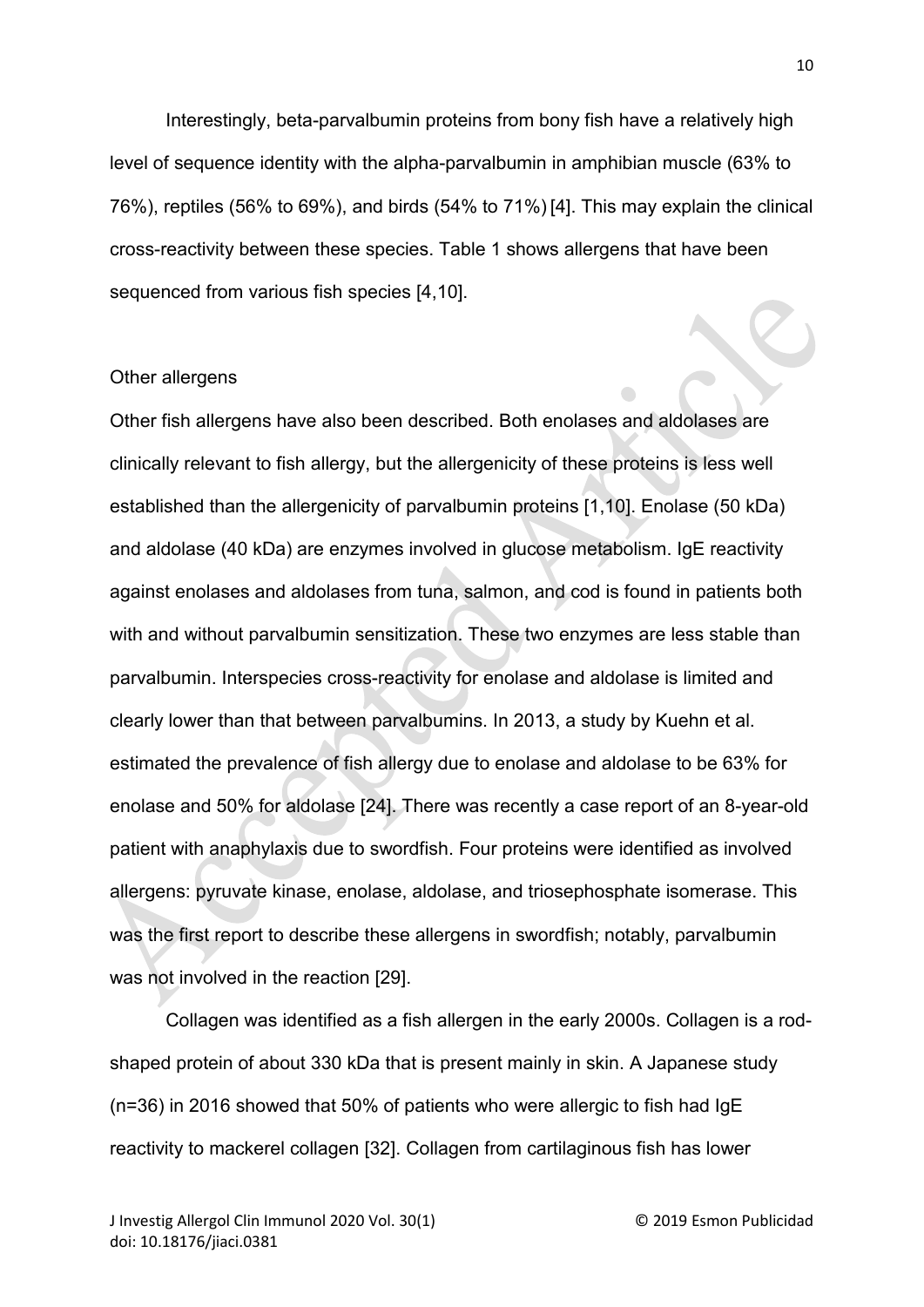Interestingly, beta-parvalbumin proteins from bony fish have a relatively high level of sequence identity with the alpha-parvalbumin in amphibian muscle (63% to 76%), reptiles (56% to 69%), and birds (54% to 71%) [4]. This may explain the clinical cross-reactivity between these species. Table 1 shows allergens that have been sequenced from various fish species [4,10].

### Other allergens

Other fish allergens have also been described. Both enolases and aldolases are clinically relevant to fish allergy, but the allergenicity of these proteins is less well established than the allergenicity of parvalbumin proteins [1,10]. Enolase (50 kDa) and aldolase (40 kDa) are enzymes involved in glucose metabolism. IgE reactivity against enolases and aldolases from tuna, salmon, and cod is found in patients both with and without parvalbumin sensitization. These two enzymes are less stable than parvalbumin. Interspecies cross-reactivity for enolase and aldolase is limited and clearly lower than that between parvalbumins. In 2013, a study by Kuehn et al. estimated the prevalence of fish allergy due to enolase and aldolase to be 63% for enolase and 50% for aldolase [24]. There was recently a case report of an 8-year-old patient with anaphylaxis due to swordfish. Four proteins were identified as involved allergens: pyruvate kinase, enolase, aldolase, and triosephosphate isomerase. This was the first report to describe these allergens in swordfish; notably, parvalbumin was not involved in the reaction [29].

Collagen was identified as a fish allergen in the early 2000s. Collagen is a rod-shaped protein of about 330 kDa that is present mainly in skin. A Japanese study (n=36) in 2016 showed that 50% of patients who were allergic to fish had IgE reactivity to mackerel collagen [32]. Collagen from cartilaginous fish has lower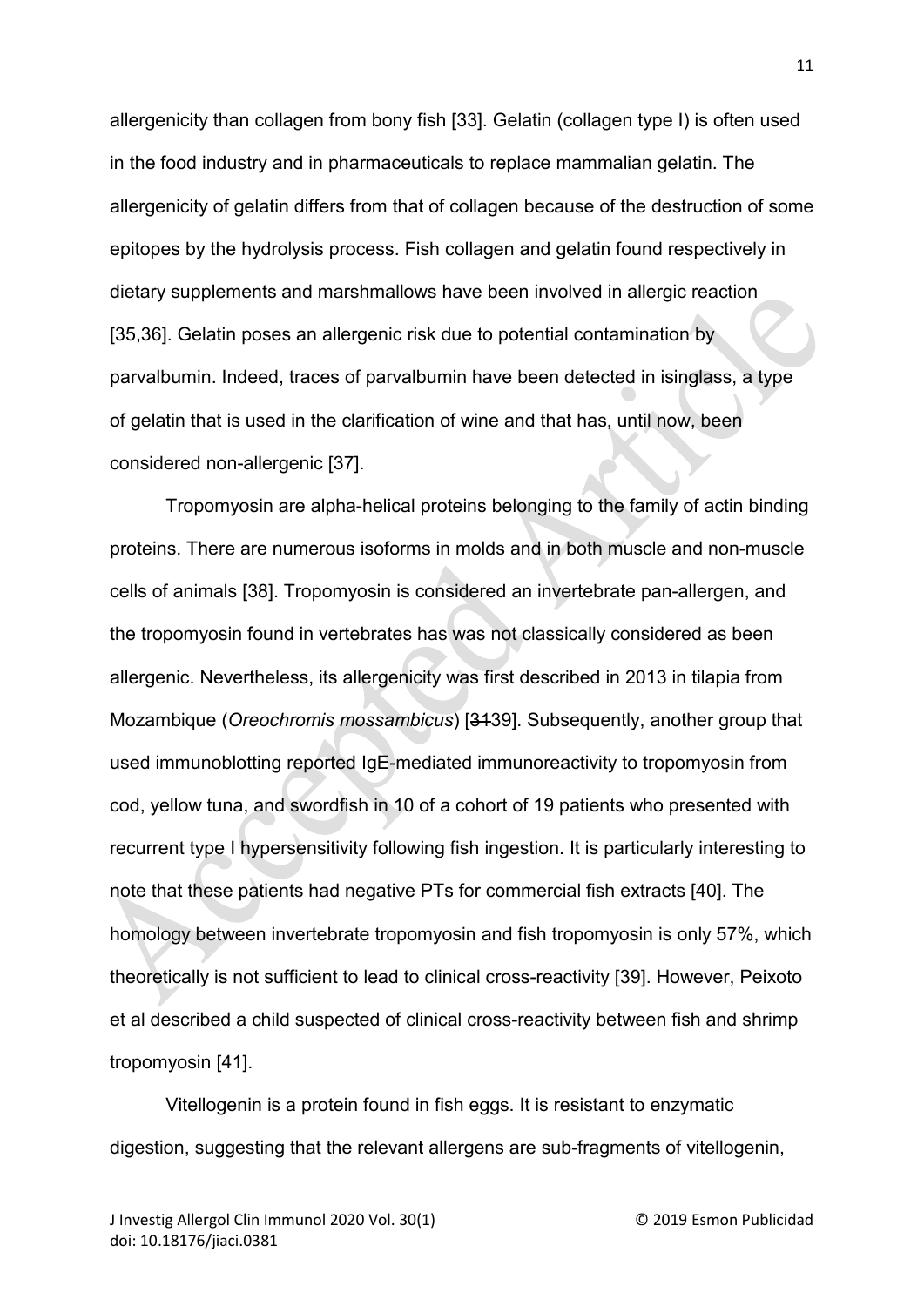allergenicity than collagen from bony fish [33]. Gelatin (collagen type I) is often used in the food industry and in pharmaceuticals to replace mammalian gelatin. The allergenicity of gelatin differs from that of collagen because of the destruction of some epitopes by the hydrolysis process. Fish collagen and gelatin found respectively in dietary supplements and marshmallows have been involved in allergic reaction [35,36]. Gelatin poses an allergenic risk due to potential contamination by parvalbumin. Indeed, traces of parvalbumin have been detected in isinglass, a type of gelatin that is used in the clarification of wine and that has, until now, been considered non-allergenic [37].

Tropomyosin are alpha-helical proteins belonging to the family of actin binding proteins. There are numerous isoforms in molds and in both muscle and non-muscle cells of animals [38]. Tropomyosin is considered an invertebrate pan-allergen, and the tropomyosin found in vertebrates ~~has~~ was not classically considered as ~~been~~ allergenic. Nevertheless, its allergenicity was first described in 2013 in tilapia from Mozambique (*Oreochromis mossambicus*) [~~31~~39]. Subsequently, another group that used immunoblotting reported IgE-mediated immunoreactivity to tropomyosin from cod, yellow tuna, and swordfish in 10 of a cohort of 19 patients who presented with recurrent type I hypersensitivity following fish ingestion. It is particularly interesting to note that these patients had negative PTs for commercial fish extracts [40]. The homology between invertebrate tropomyosin and fish tropomyosin is only 57%, which theoretically is not sufficient to lead to clinical cross-reactivity [39]. However, Peixoto et al described a child suspected of clinical cross-reactivity between fish and shrimp tropomyosin [41].

Vitellogenin is a protein found in fish eggs. It is resistant to enzymatic digestion, suggesting that the relevant allergens are sub-fragments of vitellogenin,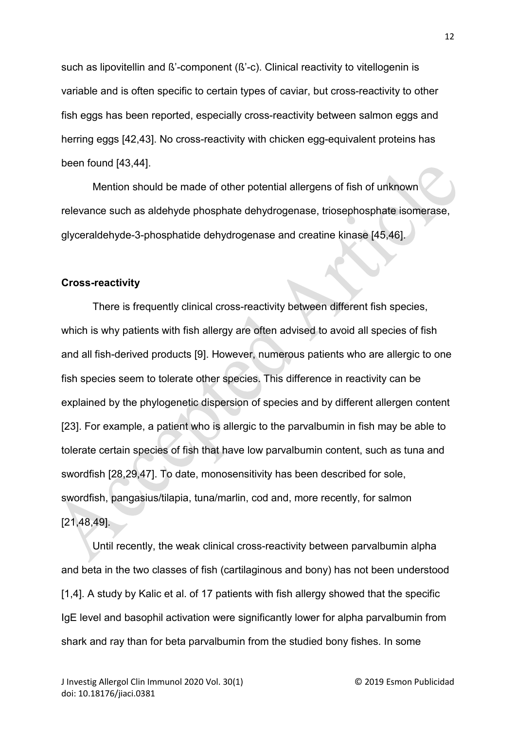such as lipovitellin and ß'-component (ß'-c). Clinical reactivity to vitellogenin is variable and is often specific to certain types of caviar, but cross-reactivity to other fish eggs has been reported, especially cross-reactivity between salmon eggs and herring eggs [42,43]. No cross-reactivity with chicken egg-equivalent proteins has been found [43,44].

Mention should be made of other potential allergens of fish of unknown relevance such as aldehyde phosphate dehydrogenase, triosephosphate isomerase, glyceraldehyde-3-phosphatide dehydrogenase and creatine kinase [45,46].

**Cross-reactivity**

There is frequently clinical cross-reactivity between different fish species, which is why patients with fish allergy are often advised to avoid all species of fish and all fish-derived products [9]. However, numerous patients who are allergic to one fish species seem to tolerate other species. This difference in reactivity can be explained by the phylogenetic dispersion of species and by different allergen content [23]. For example, a patient who is allergic to the parvalbumin in fish may be able to tolerate certain species of fish that have low parvalbumin content, such as tuna and swordfish [28,29,47]. To date, monosensitivity has been described for sole, swordfish, pangasius/tilapia, tuna/marlin, cod and, more recently, for salmon [21,48,49].

Until recently, the weak clinical cross-reactivity between parvalbumin alpha and beta in the two classes of fish (cartilaginous and bony) has not been understood [1,4]. A study by Kalic et al. of 17 patients with fish allergy showed that the specific IgE level and basophil activation were significantly lower for alpha parvalbumin from shark and ray than for beta parvalbumin from the studied bony fishes. In some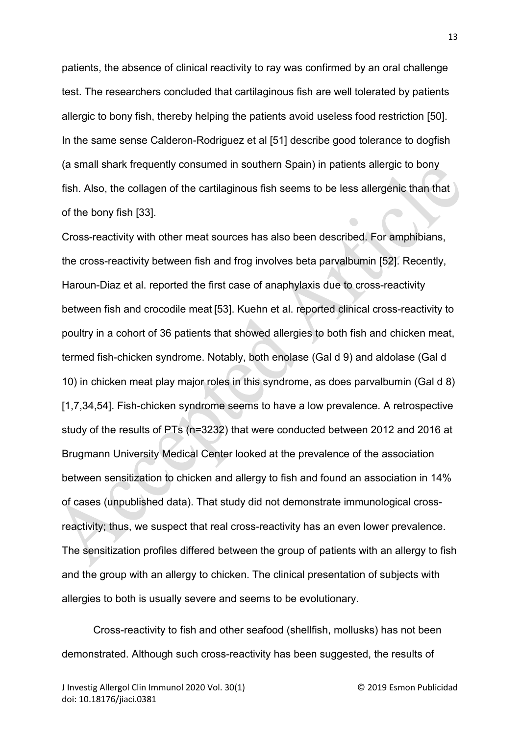patients, the absence of clinical reactivity to ray was confirmed by an oral challenge test. The researchers concluded that cartilaginous fish are well tolerated by patients allergic to bony fish, thereby helping the patients avoid useless food restriction [50]. In the same sense Calderon-Rodriguez et al [51] describe good tolerance to dogfish (a small shark frequently consumed in southern Spain) in patients allergic to bony fish. Also, the collagen of the cartilaginous fish seems to be less allergenic than that of the bony fish [33].

Cross-reactivity with other meat sources has also been described. For amphibians, the cross-reactivity between fish and frog involves beta parvalbumin [52]. Recently, Haroun-Diaz et al. reported the first case of anaphylaxis due to cross-reactivity between fish and crocodile meat [53]. Kuehn et al. reported clinical cross-reactivity to poultry in a cohort of 36 patients that showed allergies to both fish and chicken meat, termed fish-chicken syndrome. Notably, both enolase (Gal d 9) and aldolase (Gal d 10) in chicken meat play major roles in this syndrome, as does parvalbumin (Gal d 8) [1,7,34,54]. Fish-chicken syndrome seems to have a low prevalence. A retrospective study of the results of PTs (n=3232) that were conducted between 2012 and 2016 at Brugmann University Medical Center looked at the prevalence of the association between sensitization to chicken and allergy to fish and found an association in 14% of cases (unpublished data). That study did not demonstrate immunological cross-reactivity; thus, we suspect that real cross-reactivity has an even lower prevalence. The sensitization profiles differed between the group of patients with an allergy to fish and the group with an allergy to chicken. The clinical presentation of subjects with allergies to both is usually severe and seems to be evolutionary.

Cross-reactivity to fish and other seafood (shellfish, mollusks) has not been demonstrated. Although such cross-reactivity has been suggested, the results of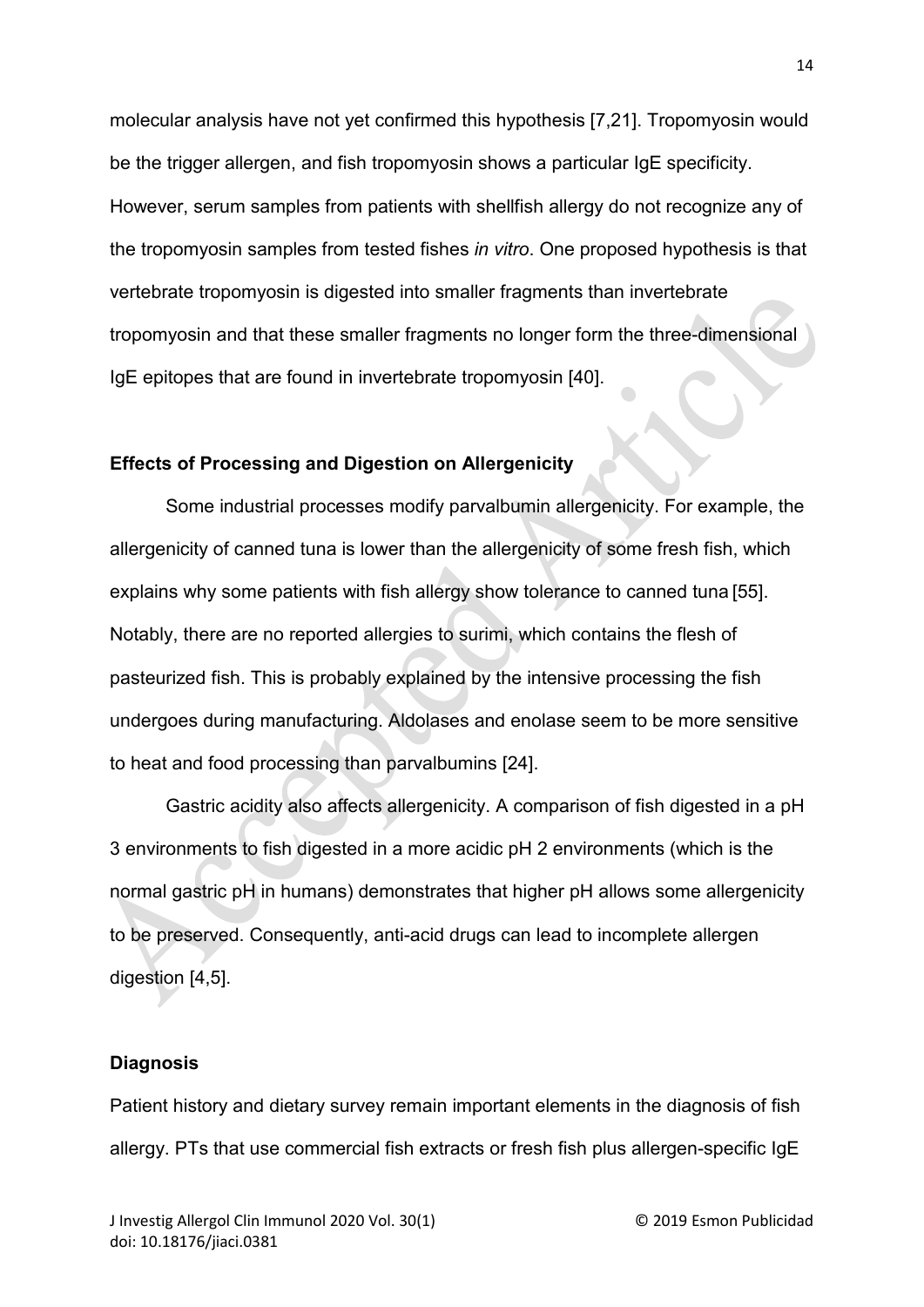molecular analysis have not yet confirmed this hypothesis [7,21]. Tropomyosin would be the trigger allergen, and fish tropomyosin shows a particular IgE specificity. However, serum samples from patients with shellfish allergy do not recognize any of the tropomyosin samples from tested fishes *in vitro*. One proposed hypothesis is that vertebrate tropomyosin is digested into smaller fragments than invertebrate tropomyosin and that these smaller fragments no longer form the three-dimensional IgE epitopes that are found in invertebrate tropomyosin [40].

**Effects of Processing and Digestion on Allergenicity**

Some industrial processes modify parvalbumin allergenicity. For example, the allergenicity of canned tuna is lower than the allergenicity of some fresh fish, which explains why some patients with fish allergy show tolerance to canned tuna [55]. Notably, there are no reported allergies to surimi, which contains the flesh of pasteurized fish. This is probably explained by the intensive processing the fish undergoes during manufacturing. Aldolases and enolase seem to be more sensitive to heat and food processing than parvalbumins [24].

Gastric acidity also affects allergenicity. A comparison of fish digested in a pH 3 environments to fish digested in a more acidic pH 2 environments (which is the normal gastric pH in humans) demonstrates that higher pH allows some allergenicity to be preserved. Consequently, anti-acid drugs can lead to incomplete allergen digestion [4,5].

**Diagnosis**

Patient history and dietary survey remain important elements in the diagnosis of fish allergy. PTs that use commercial fish extracts or fresh fish plus allergen-specific IgE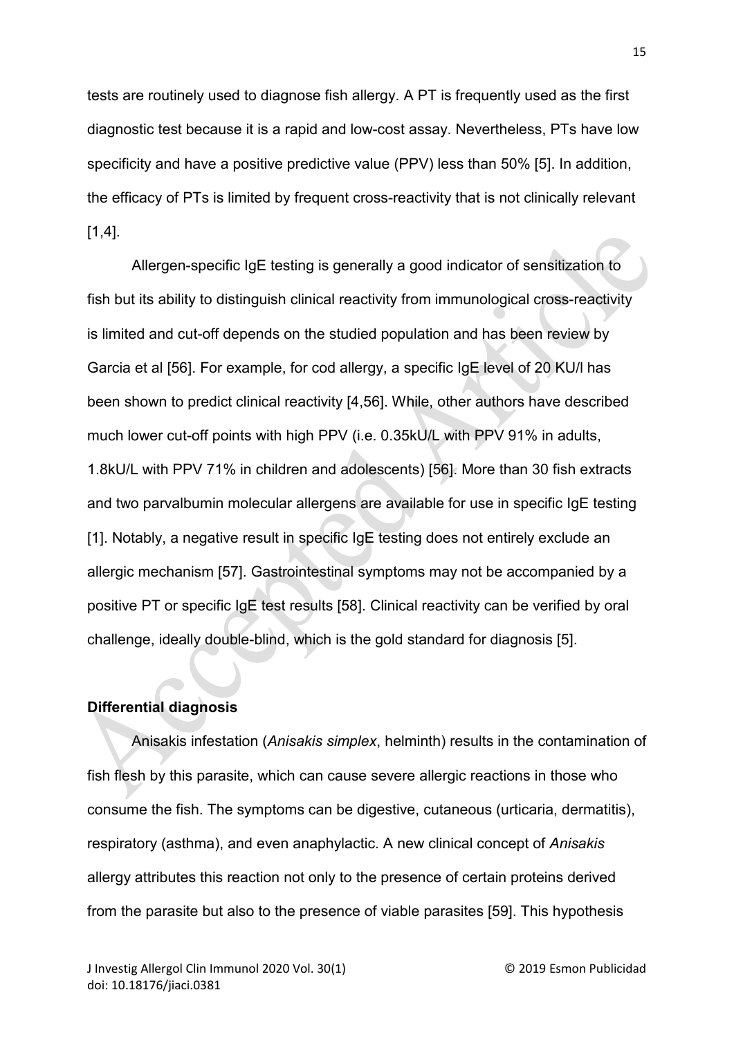tests are routinely used to diagnose fish allergy. A PT is frequently used as the first diagnostic test because it is a rapid and low-cost assay. Nevertheless, PTs have low specificity and have a positive predictive value (PPV) less than 50% [5]. In addition, the efficacy of PTs is limited by frequent cross-reactivity that is not clinically relevant [1,4].

Allergen-specific IgE testing is generally a good indicator of sensitization to fish but its ability to distinguish clinical reactivity from immunological cross-reactivity is limited and cut-off depends on the studied population and has been review by Garcia et al [56]. For example, for cod allergy, a specific IgE level of 20 KU/l has been shown to predict clinical reactivity [4,56]. While, other authors have described much lower cut-off points with high PPV (i.e. 0.35kU/L with PPV 91% in adults, 1.8kU/L with PPV 71% in children and adolescents) [56]. More than 30 fish extracts and two parvalbumin molecular allergens are available for use in specific IgE testing [1]. Notably, a negative result in specific IgE testing does not entirely exclude an allergic mechanism [57]. Gastrointestinal symptoms may not be accompanied by a positive PT or specific IgE test results [58]. Clinical reactivity can be verified by oral challenge, ideally double-blind, which is the gold standard for diagnosis [5].

**Differential diagnosis**

Anisakis infestation (*Anisakis simplex*, helminth) results in the contamination of fish flesh by this parasite, which can cause severe allergic reactions in those who consume the fish. The symptoms can be digestive, cutaneous (urticaria, dermatitis), respiratory (asthma), and even anaphylactic. A new clinical concept of *Anisakis* allergy attributes this reaction not only to the presence of certain proteins derived from the parasite but also to the presence of viable parasites [59]. This hypothesis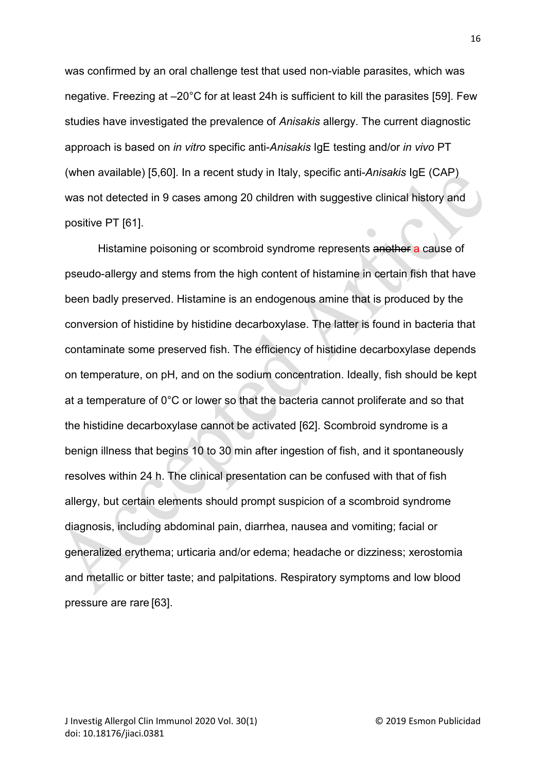was confirmed by an oral challenge test that used non-viable parasites, which was negative. Freezing at –20°C for at least 24h is sufficient to kill the parasites [59]. Few studies have investigated the prevalence of *Anisakis* allergy. The current diagnostic approach is based on *in vitro* specific anti-*Anisakis* IgE testing and/or *in vivo* PT (when available) [5,60]. In a recent study in Italy, specific anti-*Anisakis* IgE (CAP) was not detected in 9 cases among 20 children with suggestive clinical history and positive PT [61].

Histamine poisoning or scombroid syndrome represents ~~another~~ a cause of pseudo-allergy and stems from the high content of histamine in certain fish that have been badly preserved. Histamine is an endogenous amine that is produced by the conversion of histidine by histidine decarboxylase. The latter is found in bacteria that contaminate some preserved fish. The efficiency of histidine decarboxylase depends on temperature, on pH, and on the sodium concentration. Ideally, fish should be kept at a temperature of 0°C or lower so that the bacteria cannot proliferate and so that the histidine decarboxylase cannot be activated [62]. Scombroid syndrome is a benign illness that begins 10 to 30 min after ingestion of fish, and it spontaneously resolves within 24 h. The clinical presentation can be confused with that of fish allergy, but certain elements should prompt suspicion of a scombroid syndrome diagnosis, including abdominal pain, diarrhea, nausea and vomiting; facial or generalized erythema; urticaria and/or edema; headache or dizziness; xerostomia and metallic or bitter taste; and palpitations. Respiratory symptoms and low blood pressure are rare [63].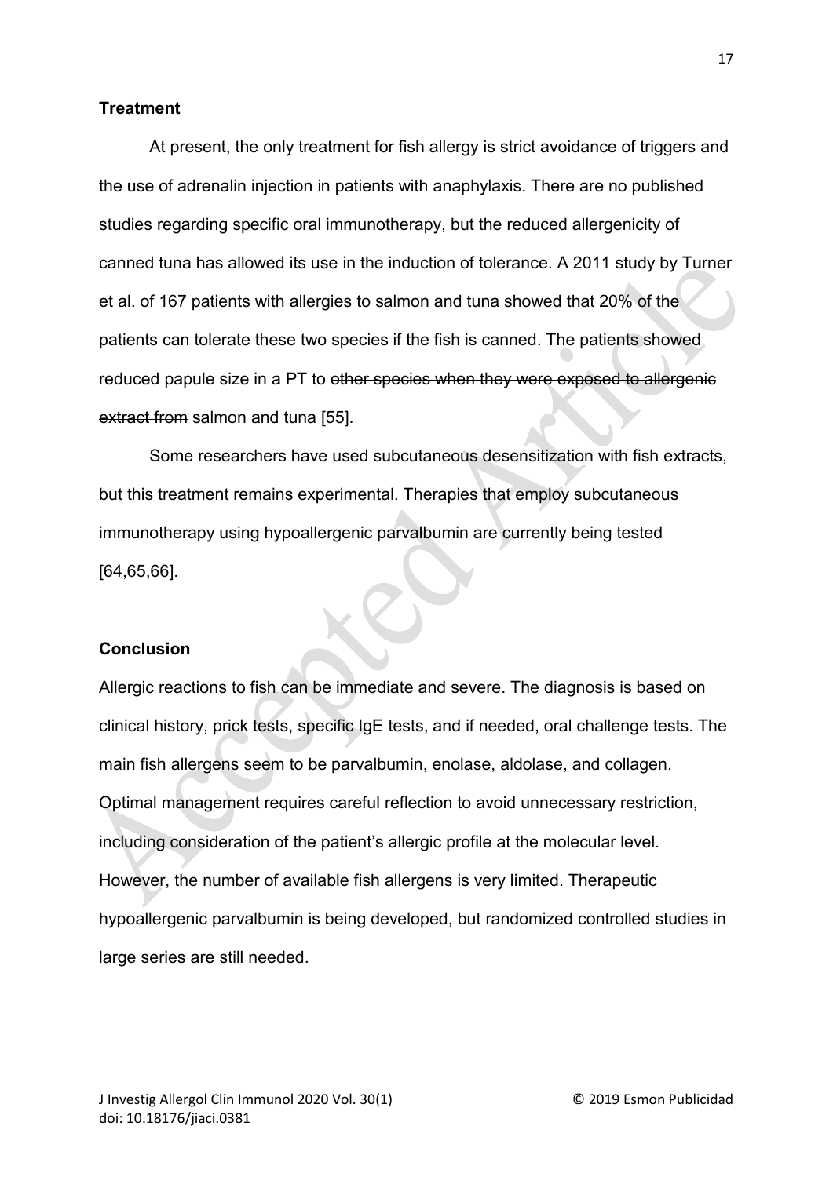**Treatment**

At present, the only treatment for fish allergy is strict avoidance of triggers and the use of adrenalin injection in patients with anaphylaxis. There are no published studies regarding specific oral immunotherapy, but the reduced allergenicity of canned tuna has allowed its use in the induction of tolerance. A 2011 study by Turner et al. of 167 patients with allergies to salmon and tuna showed that 20% of the patients can tolerate these two species if the fish is canned. The patients showed reduced papule size in a PT to ~~other species when they were exposed to allergenic extract from~~ salmon and tuna [55].

Some researchers have used subcutaneous desensitization with fish extracts, but this treatment remains experimental. Therapies that employ subcutaneous immunotherapy using hypoallergenic parvalbumin are currently being tested [64,65,66].

**Conclusion**

Allergic reactions to fish can be immediate and severe. The diagnosis is based on clinical history, prick tests, specific IgE tests, and if needed, oral challenge tests. The main fish allergens seem to be parvalbumin, enolase, aldolase, and collagen. Optimal management requires careful reflection to avoid unnecessary restriction, including consideration of the patient's allergic profile at the molecular level. However, the number of available fish allergens is very limited. Therapeutic hypoallergenic parvalbumin is being developed, but randomized controlled studies in large series are still needed.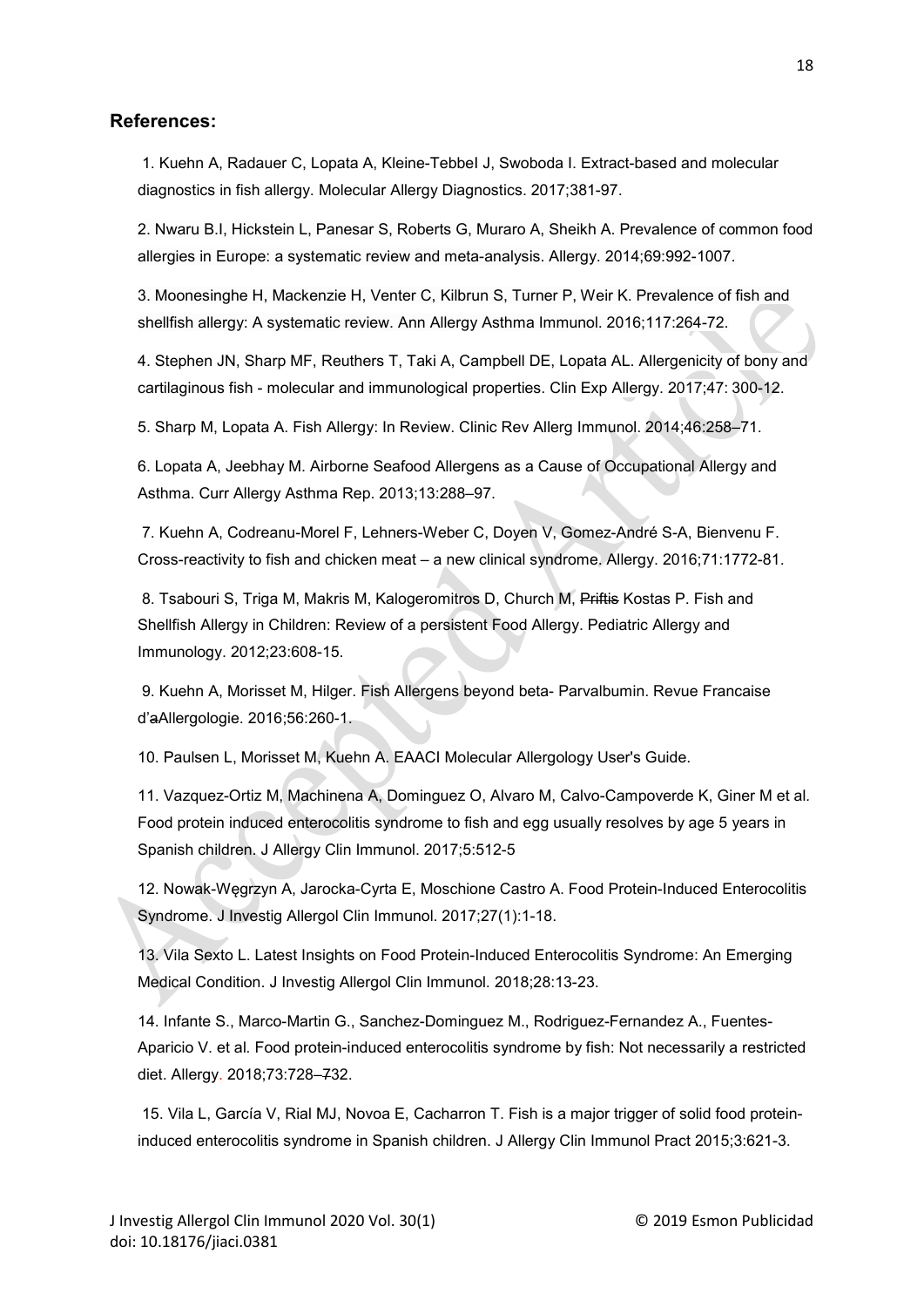## References:

1. Kuehn A, Radauer C, Lopata A, Kleine-Tebbel J, Swoboda I. Extract-based and molecular diagnostics in fish allergy. Molecular Allergy Diagnostics. 2017;381-97.

2. Nwaru B.I, Hickstein L, Panesar S, Roberts G, Muraro A, Sheikh A. Prevalence of common food allergies in Europe: a systematic review and meta-analysis. Allergy. 2014;69:992-1007.

3. Moonesinghe H, Mackenzie H, Venter C, Kilbrun S, Turner P, Weir K. Prevalence of fish and shellfish allergy: A systematic review. Ann Allergy Asthma Immunol. 2016;117:264-72.

4. Stephen JN, Sharp MF, Reuthers T, Taki A, Campbell DE, Lopata AL. Allergenicity of bony and cartilaginous fish - molecular and immunological properties. Clin Exp Allergy. 2017;47: 300-12.

5. Sharp M, Lopata A. Fish Allergy: In Review. Clinic Rev Allerg Immunol. 2014;46:258–71.

6. Lopata A, Jeebhay M. Airborne Seafood Allergens as a Cause of Occupational Allergy and Asthma. Curr Allergy Asthma Rep. 2013;13:288–97.

7. Kuehn A, Codreanu-Morel F, Lehners-Weber C, Doyen V, Gomez-André S-A, Bienvenu F. Cross-reactivity to fish and chicken meat – a new clinical syndrome. Allergy. 2016;71:1772-81.

8. Tsabouri S, Triga M, Makris M, Kalogeromitros D, Church M, ~~Priftis~~ Kostas P. Fish and Shellfish Allergy in Children: Review of a persistent Food Allergy. Pediatric Allergy and Immunology. 2012;23:608-15.

9. Kuehn A, Morisset M, Hilger. Fish Allergens beyond beta- Parvalbumin. Revue Francaise d'~~a~~Allergologie. 2016;56:260-1.

10. Paulsen L, Morisset M, Kuehn A. EAACI Molecular Allergology User's Guide.

11. Vazquez-Ortiz M, Machinena A, Dominguez O, Alvaro M, Calvo-Campoverde K, Giner M et al. Food protein induced enterocolitis syndrome to fish and egg usually resolves by age 5 years in Spanish children. J Allergy Clin Immunol. 2017;5:512-5

12. Nowak-Węgrzyn A, Jarocka-Cyrta E, Moschione Castro A. Food Protein-Induced Enterocolitis Syndrome. J Investig Allergol Clin Immunol. 2017;27(1):1-18.

13. Vila Sexto L. Latest Insights on Food Protein-Induced Enterocolitis Syndrome: An Emerging Medical Condition. J Investig Allergol Clin Immunol. 2018;28:13-23.

14. Infante S., Marco-Martin G., Sanchez-Dominguez M., Rodriguez-Fernandez A., Fuentes-Aparicio V. et al. Food protein-induced enterocolitis syndrome by fish: Not necessarily a restricted diet. Allergy. 2018;73:728–~~7~~32.

15. Vila L, García V, Rial MJ, Novoa E, Cacharron T. Fish is a major trigger of solid food protein-induced enterocolitis syndrome in Spanish children. J Allergy Clin Immunol Pract 2015;3:621-3.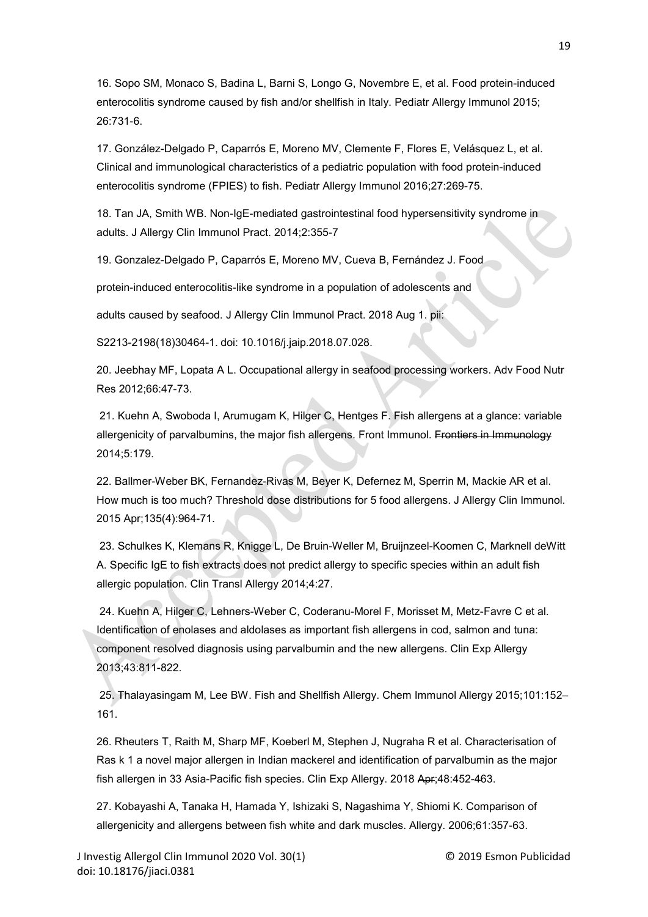16. Sopo SM, Monaco S, Badina L, Barni S, Longo G, Novembre E, et al. Food protein-induced enterocolitis syndrome caused by fish and/or shellfish in Italy. Pediatr Allergy Immunol 2015; 26:731-6.

17. González-Delgado P, Caparrós E, Moreno MV, Clemente F, Flores E, Velásquez L, et al. Clinical and immunological characteristics of a pediatric population with food protein-induced enterocolitis syndrome (FPIES) to fish. Pediatr Allergy Immunol 2016;27:269-75.

18. Tan JA, Smith WB. Non-IgE-mediated gastrointestinal food hypersensitivity syndrome in adults. J Allergy Clin Immunol Pract. 2014;2:355-7

19. Gonzalez-Delgado P, Caparrós E, Moreno MV, Cueva B, Fernández J. Food protein-induced enterocolitis-like syndrome in a population of adolescents and adults caused by seafood. J Allergy Clin Immunol Pract. 2018 Aug 1. pii: S2213-2198(18)30464-1. doi: 10.1016/j.jaip.2018.07.028.

20. Jeebhay MF, Lopata A L. Occupational allergy in seafood processing workers. Adv Food Nutr Res 2012;66:47-73.

21. Kuehn A, Swoboda I, Arumugam K, Hilger C, Hentges F. Fish allergens at a glance: variable allergenicity of parvalbumins, the major fish allergens. Front Immunol. ~~Frontiers in Immunology~~ 2014;5:179.

22. Ballmer-Weber BK, Fernandez-Rivas M, Beyer K, Defernez M, Sperrin M, Mackie AR et al. How much is too much? Threshold dose distributions for 5 food allergens. J Allergy Clin Immunol. 2015 Apr;135(4):964-71.

23. Schulkes K, Klemans R, Knigge L, De Bruin-Weller M, Bruijnzeel-Koomen C, Marknell deWitt A. Specific IgE to fish extracts does not predict allergy to specific species within an adult fish allergic population. Clin Transl Allergy 2014;4:27.

24. Kuehn A, Hilger C, Lehners-Weber C, Coderanu-Morel F, Morisset M, Metz-Favre C et al. Identification of enolases and aldolases as important fish allergens in cod, salmon and tuna: component resolved diagnosis using parvalbumin and the new allergens. Clin Exp Allergy 2013;43:811-822.

25. Thalayasingam M, Lee BW. Fish and Shellfish Allergy. Chem Immunol Allergy 2015;101:152–161.

26. Rheuters T, Raith M, Sharp MF, Koeberl M, Stephen J, Nugraha R et al. Characterisation of Ras k 1 a novel major allergen in Indian mackerel and identification of parvalbumin as the major fish allergen in 33 Asia-Pacific fish species. Clin Exp Allergy. 2018 ~~Apr~~;48:452-463.

27. Kobayashi A, Tanaka H, Hamada Y, Ishizaki S, Nagashima Y, Shiomi K. Comparison of allergenicity and allergens between fish white and dark muscles. Allergy. 2006;61:357-63.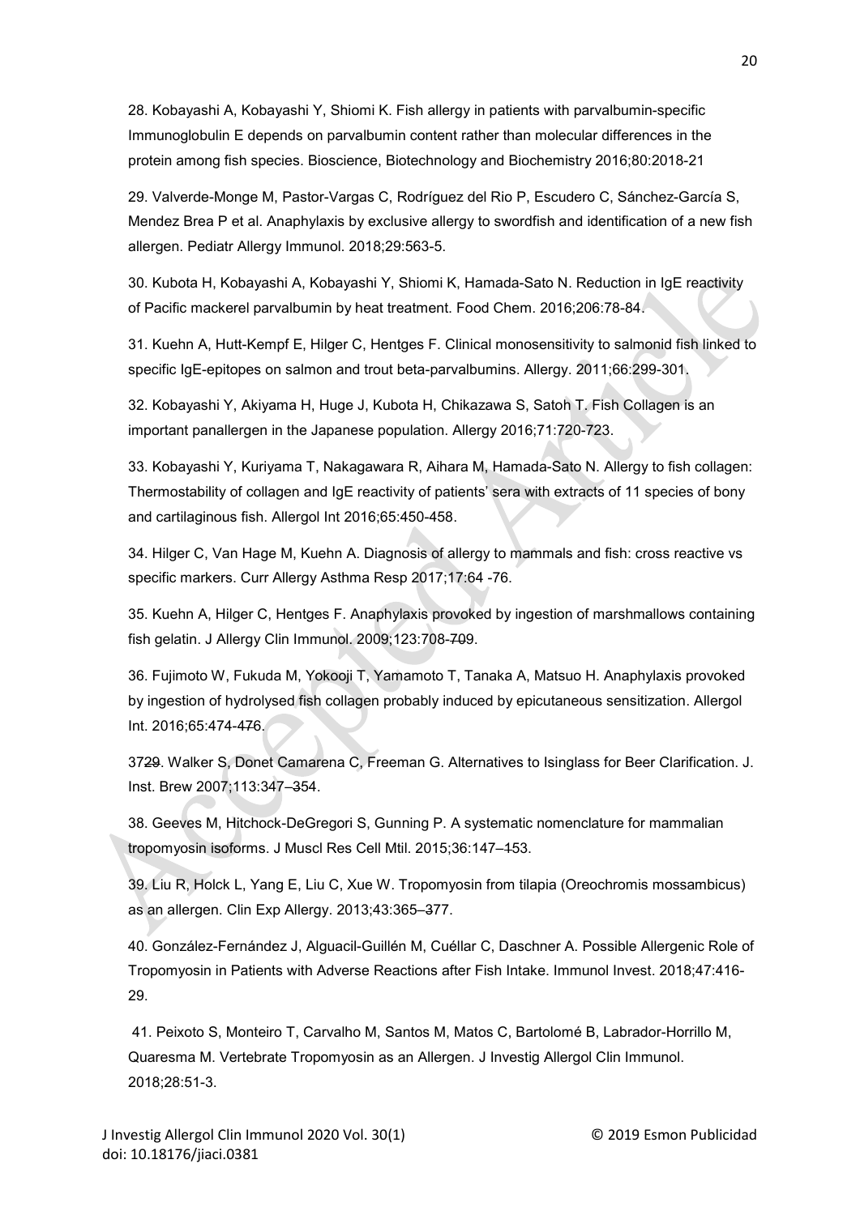28. Kobayashi A, Kobayashi Y, Shiomi K. Fish allergy in patients with parvalbumin-specific Immunoglobulin E depends on parvalbumin content rather than molecular differences in the protein among fish species. Bioscience, Biotechnology and Biochemistry 2016;80:2018-21

29. Valverde-Monge M, Pastor-Vargas C, Rodríguez del Rio P, Escudero C, Sánchez-García S, Mendez Brea P et al. Anaphylaxis by exclusive allergy to swordfish and identification of a new fish allergen. Pediatr Allergy Immunol. 2018;29:563-5.

30. Kubota H, Kobayashi A, Kobayashi Y, Shiomi K, Hamada-Sato N. Reduction in IgE reactivity of Pacific mackerel parvalbumin by heat treatment. Food Chem. 2016;206:78-84.

31. Kuehn A, Hutt-Kempf E, Hilger C, Hentges F. Clinical monosensitivity to salmonid fish linked to specific IgE-epitopes on salmon and trout beta-parvalbumins. Allergy. 2011;66:299-301.

32. Kobayashi Y, Akiyama H, Huge J, Kubota H, Chikazawa S, Satoh T. Fish Collagen is an important panallergen in the Japanese population. Allergy 2016;71:720-723.

33. Kobayashi Y, Kuriyama T, Nakagawara R, Aihara M, Hamada-Sato N. Allergy to fish collagen: Thermostability of collagen and IgE reactivity of patients' sera with extracts of 11 species of bony and cartilaginous fish. Allergol Int 2016;65:450-458.

34. Hilger C, Van Hage M, Kuehn A. Diagnosis of allergy to mammals and fish: cross reactive vs specific markers. Curr Allergy Asthma Resp 2017;17:64 -76.

35. Kuehn A, Hilger C, Hentges F. Anaphylaxis provoked by ingestion of marshmallows containing fish gelatin. J Allergy Clin Immunol. 2009;123:708-709.

36. Fujimoto W, Fukuda M, Yokooji T, Yamamoto T, Tanaka A, Matsuo H. Anaphylaxis provoked by ingestion of hydrolysed fish collagen probably induced by epicutaneous sensitization. Allergol Int. 2016;65:474-476.

3729. Walker S, Donet Camarena C, Freeman G. Alternatives to Isinglass for Beer Clarification. J. Inst. Brew 2007;113:347–354.

38. Geeves M, Hitchock-DeGregori S, Gunning P. A systematic nomenclature for mammalian tropomyosin isoforms. J Muscl Res Cell Mtil. 2015;36:147–153.

39. Liu R, Holck L, Yang E, Liu C, Xue W. Tropomyosin from tilapia (Oreochromis mossambicus) as an allergen. Clin Exp Allergy. 2013;43:365–377.

40. González-Fernández J, Alguacil-Guillén M, Cuéllar C, Daschner A. Possible Allergenic Role of Tropomyosin in Patients with Adverse Reactions after Fish Intake. Immunol Invest. 2018;47:416-29.

41. Peixoto S, Monteiro T, Carvalho M, Santos M, Matos C, Bartolomé B, Labrador-Horrillo M, Quaresma M. Vertebrate Tropomyosin as an Allergen. J Investig Allergol Clin Immunol. 2018;28:51-3.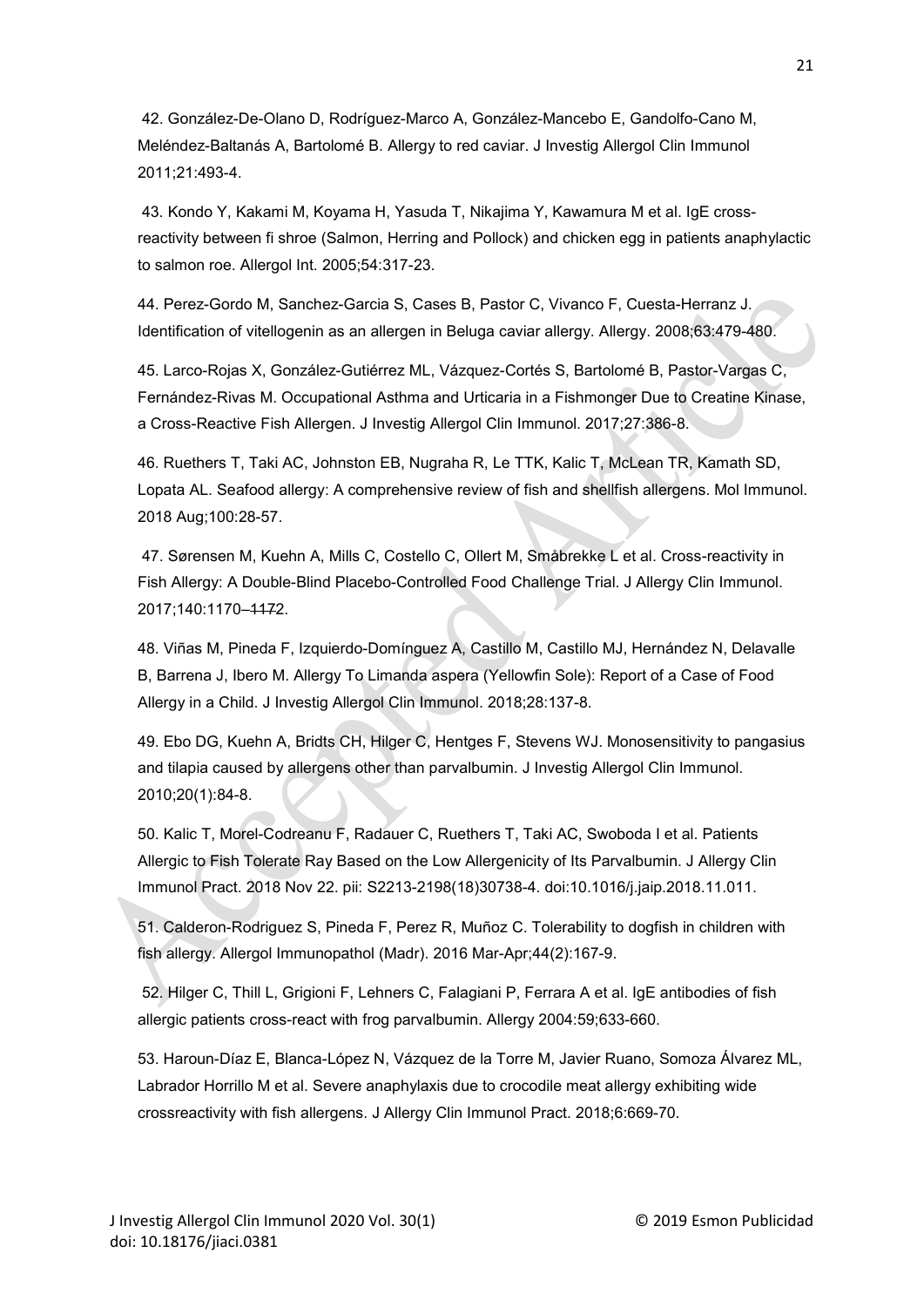42. González-De-Olano D, Rodríguez-Marco A, González-Mancebo E, Gandolfo-Cano M, Meléndez-Baltanás A, Bartolomé B. Allergy to red caviar. J Investig Allergol Clin Immunol 2011;21:493-4.

43. Kondo Y, Kakami M, Koyama H, Yasuda T, Nikajima Y, Kawamura M et al. IgE cross-reactivity between fi shroe (Salmon, Herring and Pollock) and chicken egg in patients anaphylactic to salmon roe. Allergol Int. 2005;54:317-23.

44. Perez-Gordo M, Sanchez-Garcia S, Cases B, Pastor C, Vivanco F, Cuesta-Herranz J. Identification of vitellogenin as an allergen in Beluga caviar allergy. Allergy. 2008;63:479-480.

45. Larco-Rojas X, González-Gutiérrez ML, Vázquez-Cortés S, Bartolomé B, Pastor-Vargas C, Fernández-Rivas M. Occupational Asthma and Urticaria in a Fishmonger Due to Creatine Kinase, a Cross-Reactive Fish Allergen. J Investig Allergol Clin Immunol. 2017;27:386-8.

46. Ruethers T, Taki AC, Johnston EB, Nugraha R, Le TTK, Kalic T, McLean TR, Kamath SD, Lopata AL. Seafood allergy: A comprehensive review of fish and shellfish allergens. Mol Immunol. 2018 Aug;100:28-57.

47. Sørensen M, Kuehn A, Mills C, Costello C, Ollert M, Småbrekke L et al. Cross-reactivity in Fish Allergy: A Double-Blind Placebo-Controlled Food Challenge Trial. J Allergy Clin Immunol. 2017;140:1170–1172.

48. Viñas M, Pineda F, Izquierdo-Domínguez A, Castillo M, Castillo MJ, Hernández N, Delavalle B, Barrena J, Ibero M. Allergy To Limanda aspera (Yellowfin Sole): Report of a Case of Food Allergy in a Child. J Investig Allergol Clin Immunol. 2018;28:137-8.

49. Ebo DG, Kuehn A, Bridts CH, Hilger C, Hentges F, Stevens WJ. Monosensitivity to pangasius and tilapia caused by allergens other than parvalbumin. J Investig Allergol Clin Immunol. 2010;20(1):84-8.

50. Kalic T, Morel-Codreanu F, Radauer C, Ruethers T, Taki AC, Swoboda I et al. Patients Allergic to Fish Tolerate Ray Based on the Low Allergenicity of Its Parvalbumin. J Allergy Clin Immunol Pract. 2018 Nov 22. pii: S2213-2198(18)30738-4. doi:10.1016/j.jaip.2018.11.011.

51. Calderon-Rodriguez S, Pineda F, Perez R, Muñoz C. Tolerability to dogfish in children with fish allergy. Allergol Immunopathol (Madr). 2016 Mar-Apr;44(2):167-9.

52. Hilger C, Thill L, Grigioni F, Lehners C, Falagiani P, Ferrara A et al. IgE antibodies of fish allergic patients cross-react with frog parvalbumin. Allergy 2004:59;633-660.

53. Haroun-Díaz E, Blanca-López N, Vázquez de la Torre M, Javier Ruano, Somoza Álvarez ML, Labrador Horrillo M et al. Severe anaphylaxis due to crocodile meat allergy exhibiting wide crossreactivity with fish allergens. J Allergy Clin Immunol Pract. 2018;6:669-70.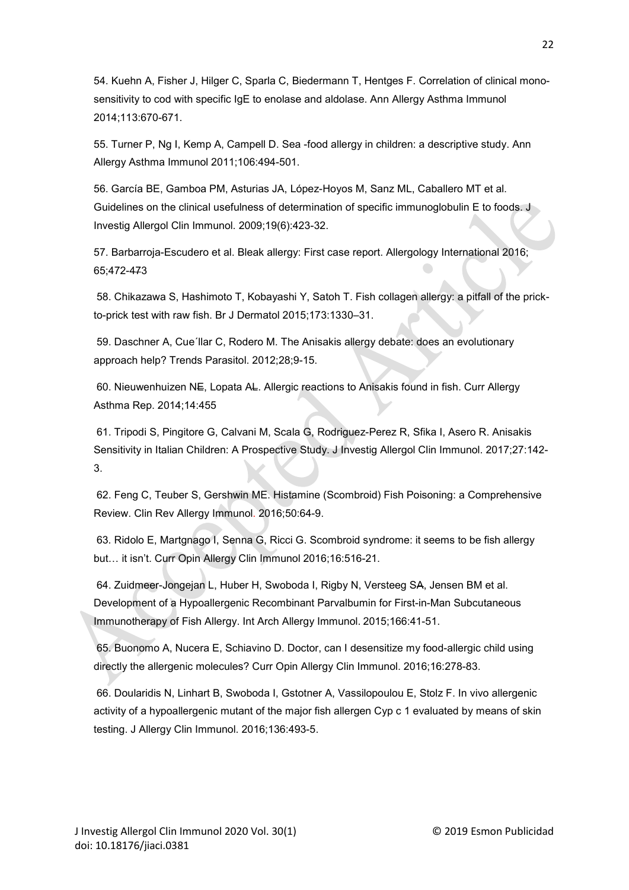54. Kuehn A, Fisher J, Hilger C, Sparla C, Biedermann T, Hentges F. Correlation of clinical mono-sensitivity to cod with specific IgE to enolase and aldolase. Ann Allergy Asthma Immunol 2014;113:670-671.

55. Turner P, Ng I, Kemp A, Campell D. Sea -food allergy in children: a descriptive study. Ann Allergy Asthma Immunol 2011;106:494-501.

56. García BE, Gamboa PM, Asturias JA, López-Hoyos M, Sanz ML, Caballero MT et al. Guidelines on the clinical usefulness of determination of specific immunoglobulin E to foods. J Investig Allergol Clin Immunol. 2009;19(6):423-32.

57. Barbarroja-Escudero et al. Bleak allergy: First case report. Allergology International 2016; 65;472-473

58. Chikazawa S, Hashimoto T, Kobayashi Y, Satoh T. Fish collagen allergy: a pitfall of the prick-to-prick test with raw fish. Br J Dermatol 2015;173:1330–31.

59. Daschner A, Cue´llar C, Rodero M. The Anisakis allergy debate: does an evolutionary approach help? Trends Parasitol. 2012;28;9-15.

60. Nieuwenhuizen NE, Lopata AL. Allergic reactions to Anisakis found in fish. Curr Allergy Asthma Rep. 2014;14:455

61. Tripodi S, Pingitore G, Calvani M, Scala G, Rodriguez-Perez R, Sfika I, Asero R. Anisakis Sensitivity in Italian Children: A Prospective Study. J Investig Allergol Clin Immunol. 2017;27:142-3.

62. Feng C, Teuber S, Gershwin ME. Histamine (Scombroid) Fish Poisoning: a Comprehensive Review. Clin Rev Allergy Immunol. 2016;50:64-9.

63. Ridolo E, Martgnago I, Senna G, Ricci G. Scombroid syndrome: it seems to be fish allergy but… it isn't. Curr Opin Allergy Clin Immunol 2016;16:516-21.

64. Zuidmeer-Jongejan L, Huber H, Swoboda I, Rigby N, Versteeg SA, Jensen BM et al. Development of a Hypoallergenic Recombinant Parvalbumin for First-in-Man Subcutaneous Immunotherapy of Fish Allergy. Int Arch Allergy Immunol. 2015;166:41-51.

65. Buonomo A, Nucera E, Schiavino D. Doctor, can I desensitize my food-allergic child using directly the allergenic molecules? Curr Opin Allergy Clin Immunol. 2016;16:278-83.

66. Doularidis N, Linhart B, Swoboda I, Gstotner A, Vassilopoulou E, Stolz F. In vivo allergenic activity of a hypoallergenic mutant of the major fish allergen Cyp c 1 evaluated by means of skin testing. J Allergy Clin Immunol. 2016;136:493-5.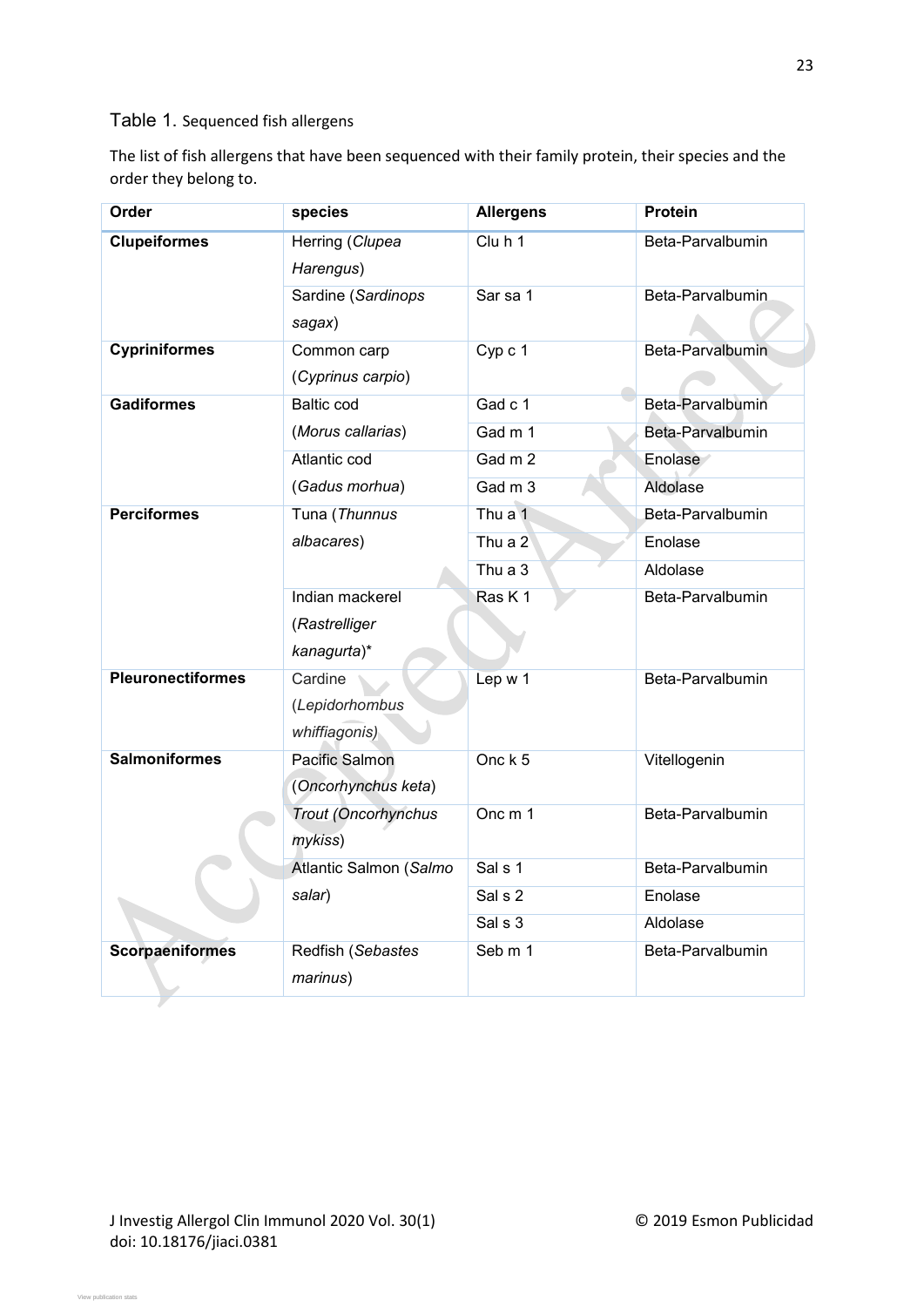Table 1. Sequenced fish allergens

The list of fish allergens that have been sequenced with their family protein, their species and the order they belong to.

| Order | species | Allergens | Protein |
|---|---|---|---|
| **Clupeiformes** | Herring (*Clupea Harengus*) | Clu h 1 | Beta-Parvalbumin |
| | Sardine (*Sardinops sagax*) | Sar sa 1 | Beta-Parvalbumin |
| **Cypriniformes** | Common carp (*Cyprinus carpio*) | Cyp c 1 | Beta-Parvalbumin |
| **Gadiformes** | Baltic cod (*Morus callarias*) | Gad c 1 | Beta-Parvalbumin |
| | Atlantic cod (*Gadus morhua*) | Gad m 1 | Beta-Parvalbumin |
| | | Gad m 2 | Enolase |
| | | Gad m 3 | Aldolase |
| **Perciformes** | Tuna (*Thunnus albacares*) | Thu a 1 | Beta-Parvalbumin |
| | | Thu a 2 | Enolase |
| | | Thu a 3 | Aldolase |
| | Indian mackerel (*Rastrelliger kanagurta*)* | Ras K 1 | Beta-Parvalbumin |
| **Pleuronectiformes** | Cardine (*Lepidorhombus whiffiagonis)* | Lep w 1 | Beta-Parvalbumin |
| **Salmoniformes** | Pacific Salmon (*Oncorhynchus keta*) | Onc k 5 | Vitellogenin |
| | *Trout (Oncorhynchus mykiss*) | Onc m 1 | Beta-Parvalbumin |
| | Atlantic Salmon (*Salmo salar*) | Sal s 1 | Beta-Parvalbumin |
| | | Sal s 2 | Enolase |
| | | Sal s 3 | Aldolase |
| **Scorpaeniformes** | Redfish (*Sebastes marinus*) | Seb m 1 | Beta-Parvalbumin |